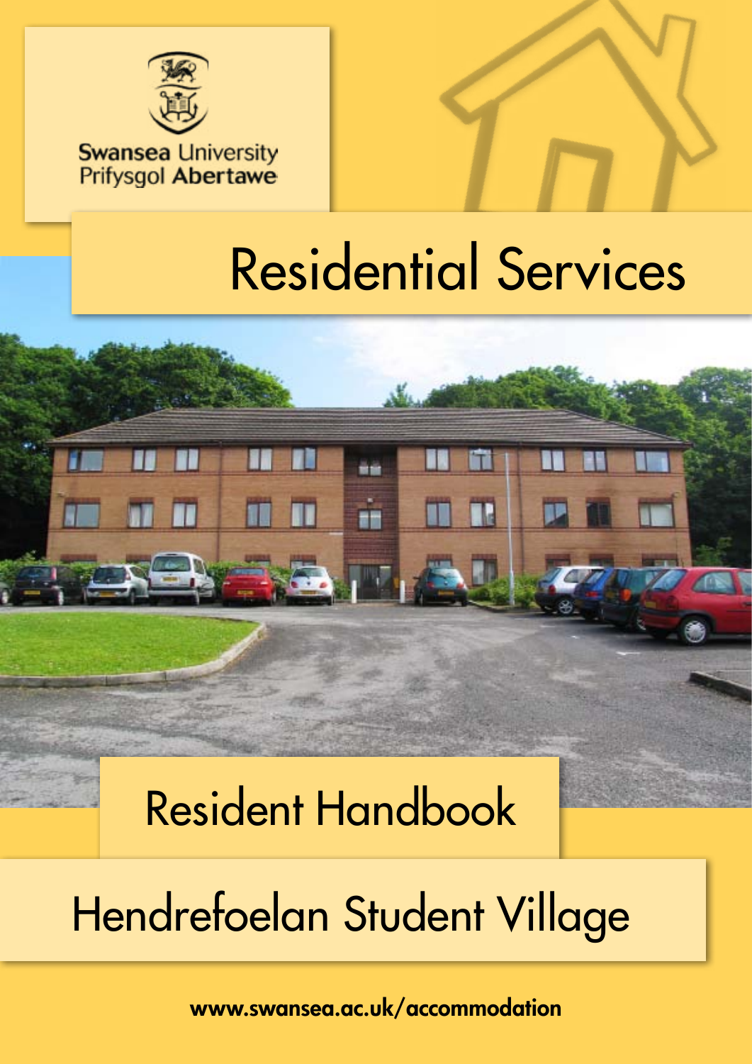Swansea University
Prifysgol Abertawe

# Residential Services

## Resident Handbook

## Hendrefoelan Student Village

www.swansea.ac.uk/accommodation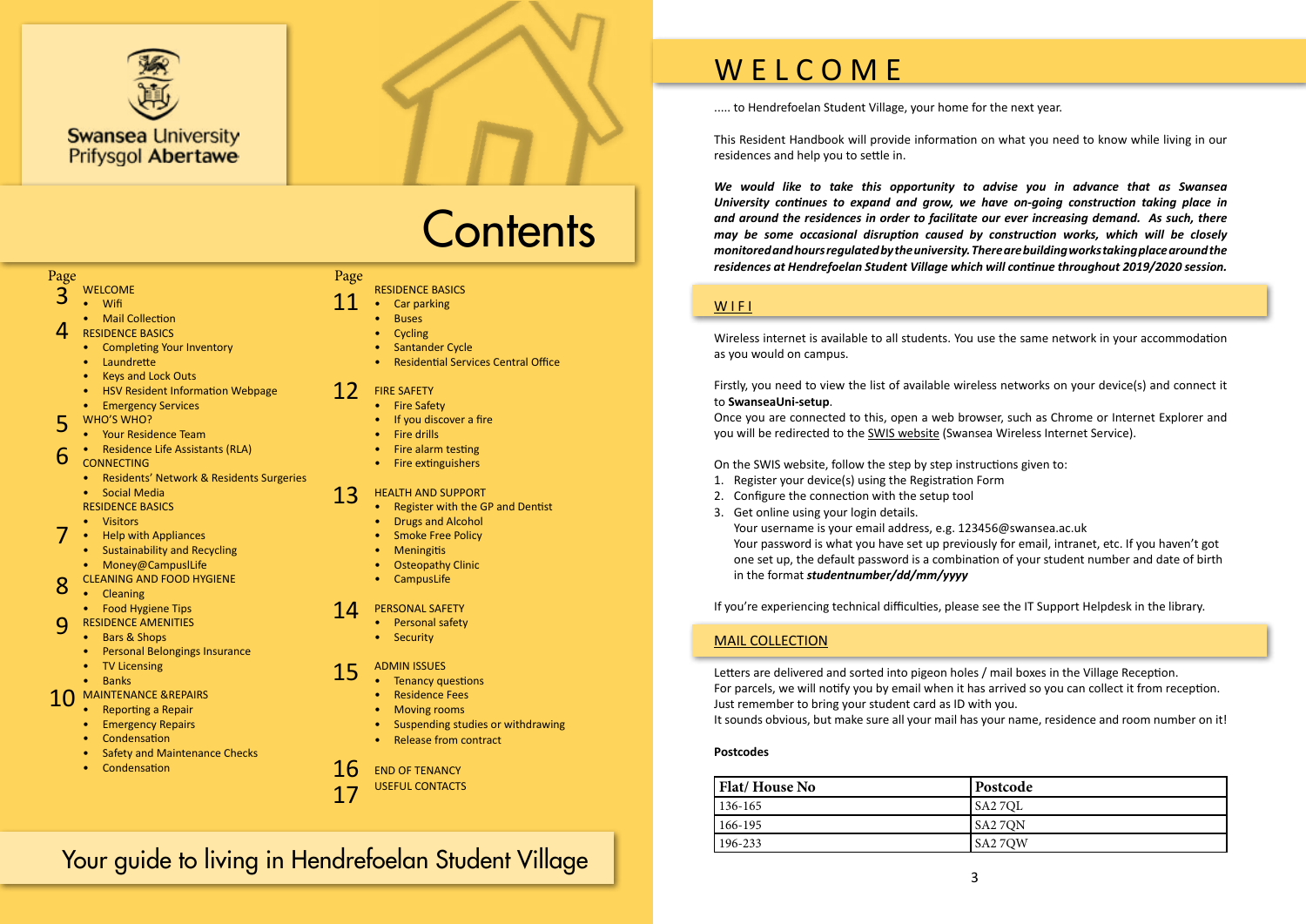Swansea University
Prifysgol Abertawe

# Contents

| Page | |
|---|---|
| 3 | WELCOME<br>• Wifi<br>• Mail Collection |
| 4 | RESIDENCE BASICS<br>• Completing Your Inventory<br>• Laundrette<br>• Keys and Lock Outs<br>• HSV Resident Information Webpage<br>• Emergency Services |
| 5 | WHO'S WHO?<br>• Your Residence Team<br>• Residence Life Assistants (RLA) |
| 6 | CONNECTING<br>• Residents' Network & Residents Surgeries<br>• Social Media<br>RESIDENCE BASICS<br>• Visitors |
| 7 | • Help with Appliances<br>• Sustainability and Recycling<br>• Money@CampuslLife |
| 8 | CLEANING AND FOOD HYGIENE<br>• Cleaning<br>• Food Hygiene Tips |
| 9 | RESIDENCE AMENITIES<br>• Bars & Shops<br>• Personal Belongings Insurance<br>• TV Licensing<br>• Banks |
| 10 | MAINTENANCE &REPAIRS<br>• Reporting a Repair<br>• Emergency Repairs<br>• Condensation<br>• Safety and Maintenance Checks<br>• Condensation |
| 11 | RESIDENCE BASICS<br>• Car parking<br>• Buses<br>• Cycling<br>• Santander Cycle<br>• Residential Services Central Office |
| 12 | FIRE SAFETY<br>• Fire Safety<br>• If you discover a fire<br>• Fire drills<br>• Fire alarm testing<br>• Fire extinguishers |
| 13 | HEALTH AND SUPPORT<br>• Register with the GP and Dentist<br>• Drugs and Alcohol<br>• Smoke Free Policy<br>• Meningitis<br>• Osteopathy Clinic<br>• CampusLife |
| 14 | PERSONAL SAFETY<br>• Personal safety<br>• Security |
| 15 | ADMIN ISSUES<br>• Tenancy questions<br>• Residence Fees<br>• Moving rooms<br>• Suspending studies or withdrawing<br>• Release from contract |
| 16 | END OF TENANCY |
| 17 | USEFUL CONTACTS |

Your guide to living in Hendrefoelan Student Village

# WELCOME

..... to Hendrefoelan Student Village, your home for the next year.

This Resident Handbook will provide information on what you need to know while living in our residences and help you to settle in.

***We would like to take this opportunity to advise you in advance that as Swansea University continues to expand and grow, we have on-going construction taking place in and around the residences in order to facilitate our ever increasing demand. As such, there may be some occasional disruption caused by construction works, which will be closely monitored and hours regulated by the university. There are building works taking place around the residences at Hendrefoelan Student Village which will continue throughout 2019/2020 session.***

## WIFI

Wireless internet is available to all students. You use the same network in your accommodation as you would on campus.

Firstly, you need to view the list of available wireless networks on your device(s) and connect it to **SwanseaUni-setup**.
Once you are connected to this, open a web browser, such as Chrome or Internet Explorer and you will be redirected to the SWIS website (Swansea Wireless Internet Service).

On the SWIS website, follow the step by step instructions given to:

1. Register your device(s) using the Registration Form
2. Configure the connection with the setup tool
3. Get online using your login details.
   Your username is your email address, e.g. 123456@swansea.ac.uk
   Your password is what you have set up previously for email, intranet, etc. If you haven't got one set up, the default password is a combination of your student number and date of birth in the format ***studentnumber/dd/mm/yyyy***

If you're experiencing technical difficulties, please see the IT Support Helpdesk in the library.

## MAIL COLLECTION

Letters are delivered and sorted into pigeon holes / mail boxes in the Village Reception.
For parcels, we will notify you by email when it has arrived so you can collect it from reception.
Just remember to bring your student card as ID with you.
It sounds obvious, but make sure all your mail has your name, residence and room number on it!

**Postcodes**

| Flat/ House No | Postcode |
|---|---|
| 136-165 | SA2 7QL |
| 166-195 | SA2 7QN |
| 196-233 | SA2 7QW |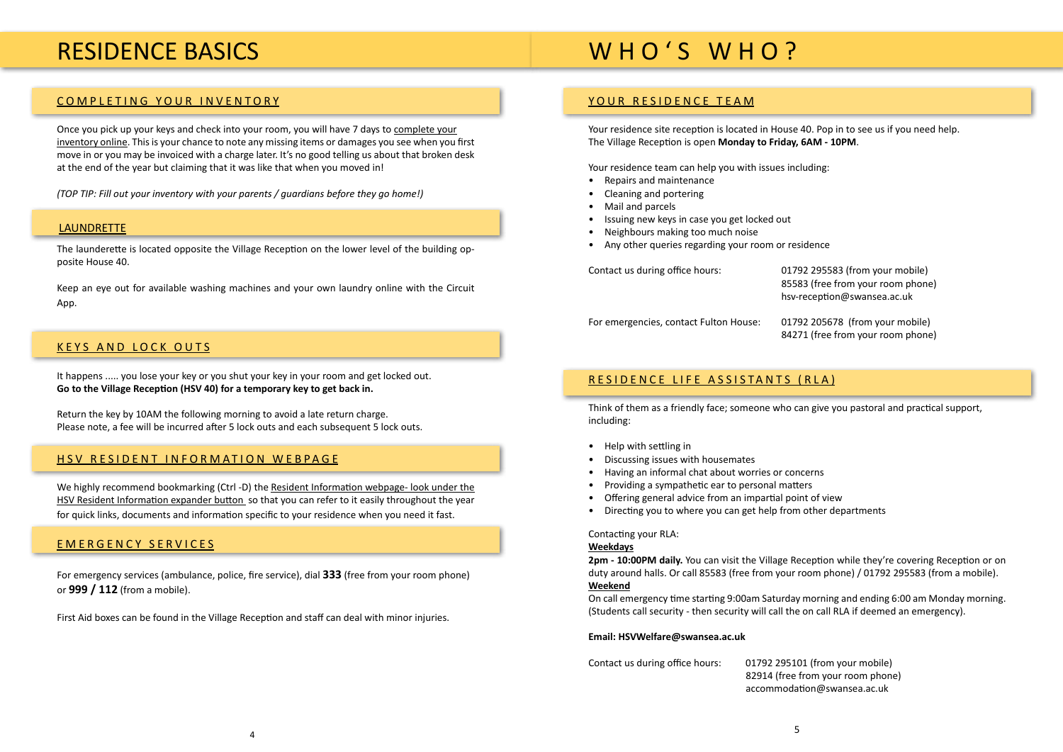# RESIDENCE BASICS

## COMPLETING YOUR INVENTORY

Once you pick up your keys and check into your room, you will have 7 days to complete your inventory online. This is your chance to note any missing items or damages you see when you first move in or you may be invoiced with a charge later. It's no good telling us about that broken desk at the end of the year but claiming that it was like that when you moved in!

*(TOP TIP: Fill out your inventory with your parents / guardians before they go home!)*

## LAUNDRETTE

The launderette is located opposite the Village Reception on the lower level of the building opposite House 40.

Keep an eye out for available washing machines and your own laundry online with the Circuit App.

## KEYS AND LOCK OUTS

It happens ..... you lose your key or you shut your key in your room and get locked out.
**Go to the Village Reception (HSV 40) for a temporary key to get back in.**

Return the key by 10AM the following morning to avoid a late return charge.
Please note, a fee will be incurred after 5 lock outs and each subsequent 5 lock outs.

## HSV RESIDENT INFORMATION WEBPAGE

We highly recommend bookmarking (Ctrl -D) the Resident Information webpage- look under the HSV Resident Information expander button so that you can refer to it easily throughout the year for quick links, documents and information specific to your residence when you need it fast.

## EMERGENCY SERVICES

For emergency services (ambulance, police, fire service), dial **333** (free from your room phone) or **999 / 112** (from a mobile).

First Aid boxes can be found in the Village Reception and staff can deal with minor injuries.

# WHO'S WHO?

## YOUR RESIDENCE TEAM

Your residence site reception is located in House 40. Pop in to see us if you need help.
The Village Reception is open **Monday to Friday, 6AM - 10PM**.

Your residence team can help you with issues including:

- Repairs and maintenance
- Cleaning and portering
- Mail and parcels
- Issuing new keys in case you get locked out
- Neighbours making too much noise
- Any other queries regarding your room or residence

| | |
|---|---|
| Contact us during office hours: | 01792 295583 (from your mobile)<br>85583 (free from your room phone)<br>hsv-reception@swansea.ac.uk |
| For emergencies, contact Fulton House: | 01792 205678 (from your mobile)<br>84271 (free from your room phone) |

## RESIDENCE LIFE ASSISTANTS (RLA)

Think of them as a friendly face; someone who can give you pastoral and practical support, including:

- Help with settling in
- Discussing issues with housemates
- Having an informal chat about worries or concerns
- Providing a sympathetic ear to personal matters
- Offering general advice from an impartial point of view
- Directing you to where you can get help from other departments

Contacting your RLA:

**Weekdays**

**2pm - 10:00PM daily.** You can visit the Village Reception while they're covering Reception or on duty around halls. Or call 85583 (free from your room phone) / 01792 295583 (from a mobile).

**Weekend**

On call emergency time starting 9:00am Saturday morning and ending 6:00 am Monday morning. (Students call security - then security will call the on call RLA if deemed an emergency).

**Email: HSVWelfare@swansea.ac.uk**

| | |
|---|---|
| Contact us during office hours: | 01792 295101 (from your mobile)<br>82914 (free from your room phone)<br>accommodation@swansea.ac.uk |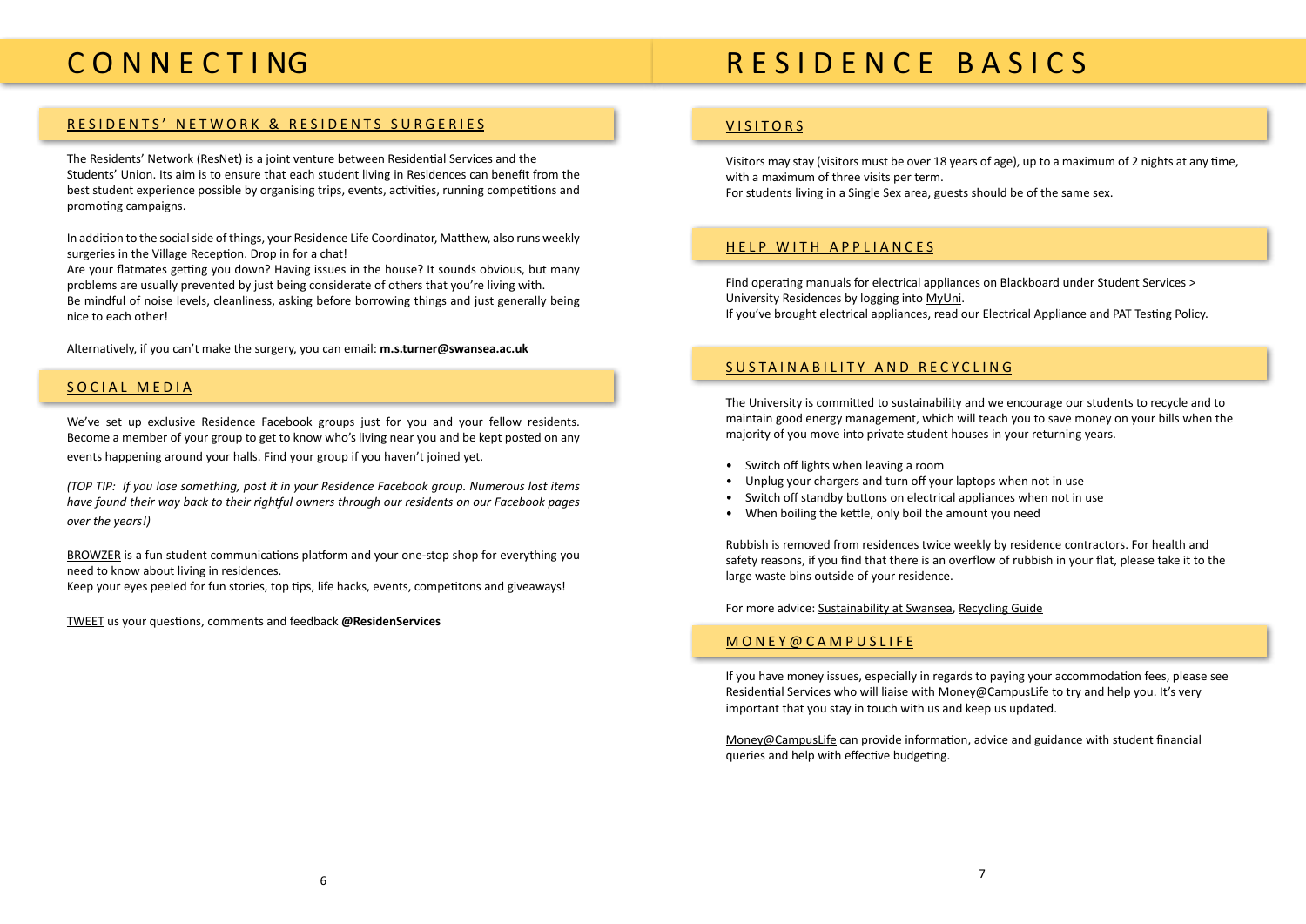# CONNECTING

## RESIDENTS' NETWORK & RESIDENTS SURGERIES

The Residents' Network (ResNet) is a joint venture between Residential Services and the Students' Union. Its aim is to ensure that each student living in Residences can benefit from the best student experience possible by organising trips, events, activities, running competitions and promoting campaigns.

In addition to the social side of things, your Residence Life Coordinator, Matthew, also runs weekly surgeries in the Village Reception. Drop in for a chat!
Are your flatmates getting you down? Having issues in the house? It sounds obvious, but many problems are usually prevented by just being considerate of others that you're living with.
Be mindful of noise levels, cleanliness, asking before borrowing things and just generally being nice to each other!

Alternatively, if you can't make the surgery, you can email: **m.s.turner@swansea.ac.uk**

## SOCIAL MEDIA

We've set up exclusive Residence Facebook groups just for you and your fellow residents. Become a member of your group to get to know who's living near you and be kept posted on any events happening around your halls. Find your group if you haven't joined yet.

*(TOP TIP: If you lose something, post it in your Residence Facebook group. Numerous lost items have found their way back to their rightful owners through our residents on our Facebook pages over the years!)*

BROWZER is a fun student communications platform and your one-stop shop for everything you need to know about living in residences.
Keep your eyes peeled for fun stories, top tips, life hacks, events, competitons and giveaways!

TWEET us your questions, comments and feedback **@ResidenServices**

# RESIDENCE BASICS

## VISITORS

Visitors may stay (visitors must be over 18 years of age), up to a maximum of 2 nights at any time, with a maximum of three visits per term.
For students living in a Single Sex area, guests should be of the same sex.

## HELP WITH APPLIANCES

Find operating manuals for electrical appliances on Blackboard under Student Services > University Residences by logging into MyUni.
If you've brought electrical appliances, read our Electrical Appliance and PAT Testing Policy.

## SUSTAINABILITY AND RECYCLING

The University is committed to sustainability and we encourage our students to recycle and to maintain good energy management, which will teach you to save money on your bills when the majority of you move into private student houses in your returning years.

- Switch off lights when leaving a room
- Unplug your chargers and turn off your laptops when not in use
- Switch off standby buttons on electrical appliances when not in use
- When boiling the kettle, only boil the amount you need

Rubbish is removed from residences twice weekly by residence contractors. For health and safety reasons, if you find that there is an overflow of rubbish in your flat, please take it to the large waste bins outside of your residence.

For more advice: Sustainability at Swansea, Recycling Guide

## MONEY@CAMPUSLIFE

If you have money issues, especially in regards to paying your accommodation fees, please see Residential Services who will liaise with Money@CampusLife to try and help you. It's very important that you stay in touch with us and keep us updated.

Money@CampusLife can provide information, advice and guidance with student financial queries and help with effective budgeting.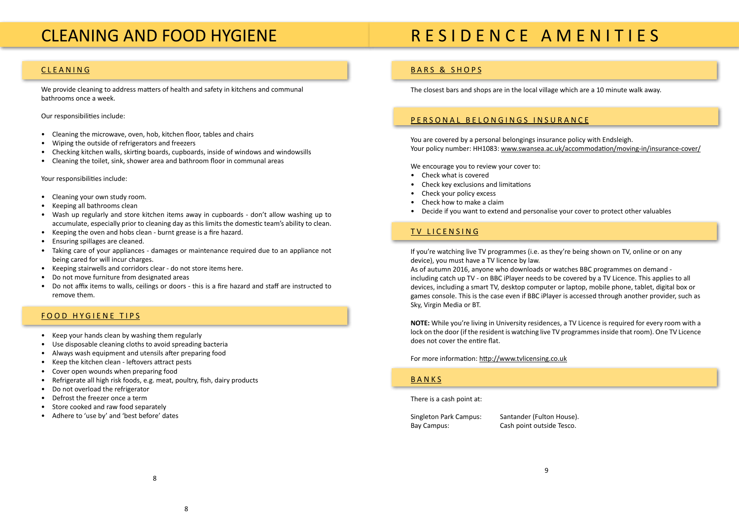# CLEANING AND FOOD HYGIENE

## CLEANING

We provide cleaning to address matters of health and safety in kitchens and communal bathrooms once a week.

Our responsibilities include:

- Cleaning the microwave, oven, hob, kitchen floor, tables and chairs
- Wiping the outside of refrigerators and freezers
- Checking kitchen walls, skirting boards, cupboards, inside of windows and windowsills
- Cleaning the toilet, sink, shower area and bathroom floor in communal areas

Your responsibilities include:

- Cleaning your own study room.
- Keeping all bathrooms clean
- Wash up regularly and store kitchen items away in cupboards - don't allow washing up to accumulate, especially prior to cleaning day as this limits the domestic team's ability to clean.
- Keeping the oven and hobs clean - burnt grease is a fire hazard.
- Ensuring spillages are cleaned.
- Taking care of your appliances - damages or maintenance required due to an appliance not being cared for will incur charges.
- Keeping stairwells and corridors clear - do not store items here.
- Do not move furniture from designated areas
- Do not affix items to walls, ceilings or doors - this is a fire hazard and staff are instructed to remove them.

## FOOD HYGIENE TIPS

- Keep your hands clean by washing them regularly
- Use disposable cleaning cloths to avoid spreading bacteria
- Always wash equipment and utensils after preparing food
- Keep the kitchen clean - leftovers attract pests
- Cover open wounds when preparing food
- Refrigerate all high risk foods, e.g. meat, poultry, fish, dairy products
- Do not overload the refrigerator
- Defrost the freezer once a term
- Store cooked and raw food separately
- Adhere to 'use by' and 'best before' dates

# RESIDENCE AMENITIES

## BARS & SHOPS

The closest bars and shops are in the local village which are a 10 minute walk away.

## PERSONAL BELONGINGS INSURANCE

You are covered by a personal belongings insurance policy with Endsleigh.
Your policy number: HH1083: www.swansea.ac.uk/accommodation/moving-in/insurance-cover/

We encourage you to review your cover to:

- Check what is covered
- Check key exclusions and limitations
- Check your policy excess
- Check how to make a claim
- Decide if you want to extend and personalise your cover to protect other valuables

## TV LICENSING

If you're watching live TV programmes (i.e. as they're being shown on TV, online or on any device), you must have a TV licence by law.
As of autumn 2016, anyone who downloads or watches BBC programmes on demand - including catch up TV - on BBC iPlayer needs to be covered by a TV Licence. This applies to all devices, including a smart TV, desktop computer or laptop, mobile phone, tablet, digital box or games console. This is the case even if BBC iPlayer is accessed through another provider, such as Sky, Virgin Media or BT.

**NOTE:** While you're living in University residences, a TV Licence is required for every room with a lock on the door (if the resident is watching live TV programmes inside that room). One TV Licence does not cover the entire flat.

For more information: http://www.tvlicensing.co.uk

## BANKS

There is a cash point at:

| | |
|---|---|
| Singleton Park Campus: | Santander (Fulton House). |
| Bay Campus: | Cash point outside Tesco. |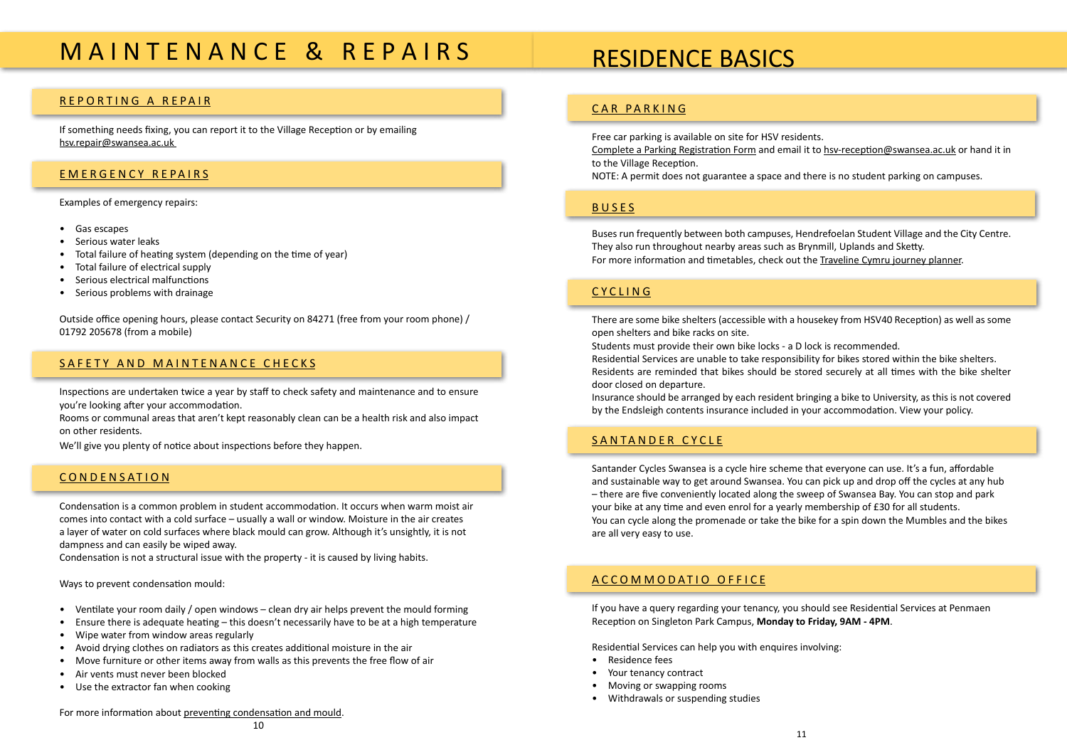# MAINTENANCE & REPAIRS

## REPORTING A REPAIR

If something needs fixing, you can report it to the Village Reception or by emailing hsv.repair@swansea.ac.uk

## EMERGENCY REPAIRS

Examples of emergency repairs:

- Gas escapes
- Serious water leaks
- Total failure of heating system (depending on the time of year)
- Total failure of electrical supply
- Serious electrical malfunctions
- Serious problems with drainage

Outside office opening hours, please contact Security on 84271 (free from your room phone) / 01792 205678 (from a mobile)

## SAFETY AND MAINTENANCE CHECKS

Inspections are undertaken twice a year by staff to check safety and maintenance and to ensure you're looking after your accommodation.

Rooms or communal areas that aren't kept reasonably clean can be a health risk and also impact on other residents.

We'll give you plenty of notice about inspections before they happen.

## CONDENSATION

Condensation is a common problem in student accommodation. It occurs when warm moist air comes into contact with a cold surface – usually a wall or window. Moisture in the air creates a layer of water on cold surfaces where black mould can grow. Although it's unsightly, it is not dampness and can easily be wiped away.

Condensation is not a structural issue with the property - it is caused by living habits.

Ways to prevent condensation mould:

- Ventilate your room daily / open windows – clean dry air helps prevent the mould forming
- Ensure there is adequate heating – this doesn't necessarily have to be at a high temperature
- Wipe water from window areas regularly
- Avoid drying clothes on radiators as this creates additional moisture in the air
- Move furniture or other items away from walls as this prevents the free flow of air
- Air vents must never been blocked
- Use the extractor fan when cooking

For more information about preventing condensation and mould.

# RESIDENCE BASICS

## CAR PARKING

Free car parking is available on site for HSV residents.

Complete a Parking Registration Form and email it to hsv-reception@swansea.ac.uk or hand it in to the Village Reception.

NOTE: A permit does not guarantee a space and there is no student parking on campuses.

## BUSES

Buses run frequently between both campuses, Hendrefoelan Student Village and the City Centre. They also run throughout nearby areas such as Brynmill, Uplands and Sketty.

For more information and timetables, check out the Traveline Cymru journey planner.

## CYCLING

There are some bike shelters (accessible with a housekey from HSV40 Reception) as well as some open shelters and bike racks on site.

Students must provide their own bike locks - a D lock is recommended.

Residential Services are unable to take responsibility for bikes stored within the bike shelters.

Residents are reminded that bikes should be stored securely at all times with the bike shelter door closed on departure.

Insurance should be arranged by each resident bringing a bike to University, as this is not covered by the Endsleigh contents insurance included in your accommodation. View your policy.

## SANTANDER CYCLE

Santander Cycles Swansea is a cycle hire scheme that everyone can use. It's a fun, affordable and sustainable way to get around Swansea. You can pick up and drop off the cycles at any hub – there are five conveniently located along the sweep of Swansea Bay. You can stop and park your bike at any time and even enrol for a yearly membership of £30 for all students.

You can cycle along the promenade or take the bike for a spin down the Mumbles and the bikes are all very easy to use.

## ACCOMMODATIO OFFICE

If you have a query regarding your tenancy, you should see Residential Services at Penmaen Reception on Singleton Park Campus, **Monday to Friday, 9AM - 4PM**.

Residential Services can help you with enquires involving:

- Residence fees
- Your tenancy contract
- Moving or swapping rooms
- Withdrawals or suspending studies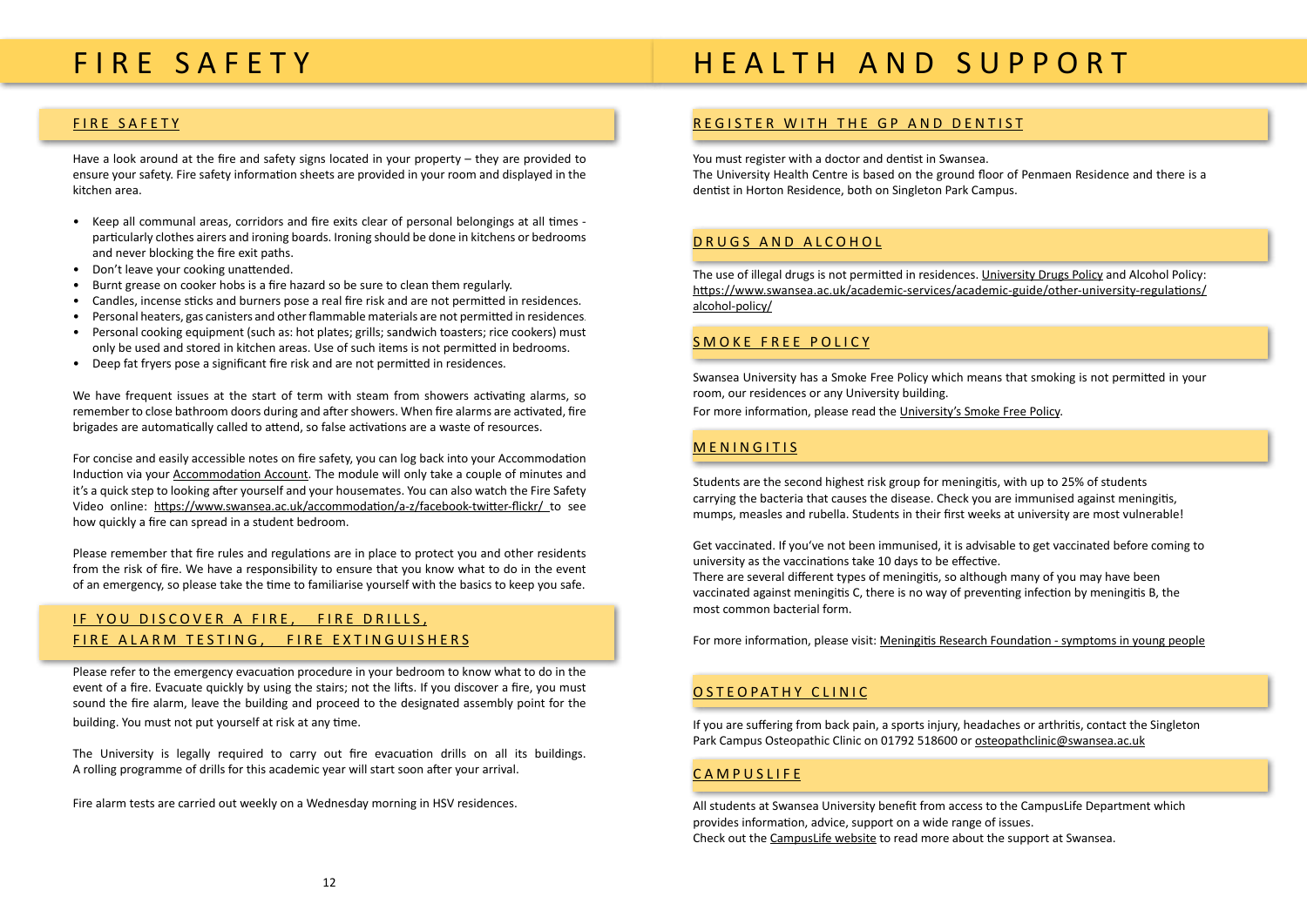# FIRE SAFETY

## FIRE SAFETY

Have a look around at the fire and safety signs located in your property – they are provided to ensure your safety. Fire safety information sheets are provided in your room and displayed in the kitchen area.

- Keep all communal areas, corridors and fire exits clear of personal belongings at all times - particularly clothes airers and ironing boards. Ironing should be done in kitchens or bedrooms and never blocking the fire exit paths.
- Don't leave your cooking unattended.
- Burnt grease on cooker hobs is a fire hazard so be sure to clean them regularly.
- Candles, incense sticks and burners pose a real fire risk and are not permitted in residences.
- Personal heaters, gas canisters and other flammable materials are not permitted in residences.
- Personal cooking equipment (such as: hot plates; grills; sandwich toasters; rice cookers) must only be used and stored in kitchen areas. Use of such items is not permitted in bedrooms.
- Deep fat fryers pose a significant fire risk and are not permitted in residences.

We have frequent issues at the start of term with steam from showers activating alarms, so remember to close bathroom doors during and after showers. When fire alarms are activated, fire brigades are automatically called to attend, so false activations are a waste of resources.

For concise and easily accessible notes on fire safety, you can log back into your Accommodation Induction via your Accommodation Account. The module will only take a couple of minutes and it's a quick step to looking after yourself and your housemates. You can also watch the Fire Safety Video online: https://www.swansea.ac.uk/accommodation/a-z/facebook-twitter-flickr/ to see how quickly a fire can spread in a student bedroom.

Please remember that fire rules and regulations are in place to protect you and other residents from the risk of fire. We have a responsibility to ensure that you know what to do in the event of an emergency, so please take the time to familiarise yourself with the basics to keep you safe.

## IF YOU DISCOVER A FIRE, FIRE DRILLS, FIRE ALARM TESTING, FIRE EXTINGUISHERS

Please refer to the emergency evacuation procedure in your bedroom to know what to do in the event of a fire. Evacuate quickly by using the stairs; not the lifts. If you discover a fire, you must sound the fire alarm, leave the building and proceed to the designated assembly point for the building. You must not put yourself at risk at any time.

The University is legally required to carry out fire evacuation drills on all its buildings. A rolling programme of drills for this academic year will start soon after your arrival.

Fire alarm tests are carried out weekly on a Wednesday morning in HSV residences.

# HEALTH AND SUPPORT

## REGISTER WITH THE GP AND DENTIST

You must register with a doctor and dentist in Swansea.
The University Health Centre is based on the ground floor of Penmaen Residence and there is a dentist in Horton Residence, both on Singleton Park Campus.

## DRUGS AND ALCOHOL

The use of illegal drugs is not permitted in residences. University Drugs Policy and Alcohol Policy: https://www.swansea.ac.uk/academic-services/academic-guide/other-university-regulations/alcohol-policy/

## SMOKE FREE POLICY

Swansea University has a Smoke Free Policy which means that smoking is not permitted in your room, our residences or any University building.
For more information, please read the University's Smoke Free Policy.

## MENINGITIS

Students are the second highest risk group for meningitis, with up to 25% of students carrying the bacteria that causes the disease. Check you are immunised against meningitis, mumps, measles and rubella. Students in their first weeks at university are most vulnerable!

Get vaccinated. If you've not been immunised, it is advisable to get vaccinated before coming to university as the vaccinations take 10 days to be effective.
There are several different types of meningitis, so although many of you may have been vaccinated against meningitis C, there is no way of preventing infection by meningitis B, the most common bacterial form.

For more information, please visit: Meningitis Research Foundation - symptoms in young people

## OSTEOPATHY CLINIC

If you are suffering from back pain, a sports injury, headaches or arthritis, contact the Singleton Park Campus Osteopathic Clinic on 01792 518600 or osteopathclinic@swansea.ac.uk

## CAMPUSLIFE

All students at Swansea University benefit from access to the CampusLife Department which provides information, advice, support on a wide range of issues.
Check out the CampusLife website to read more about the support at Swansea.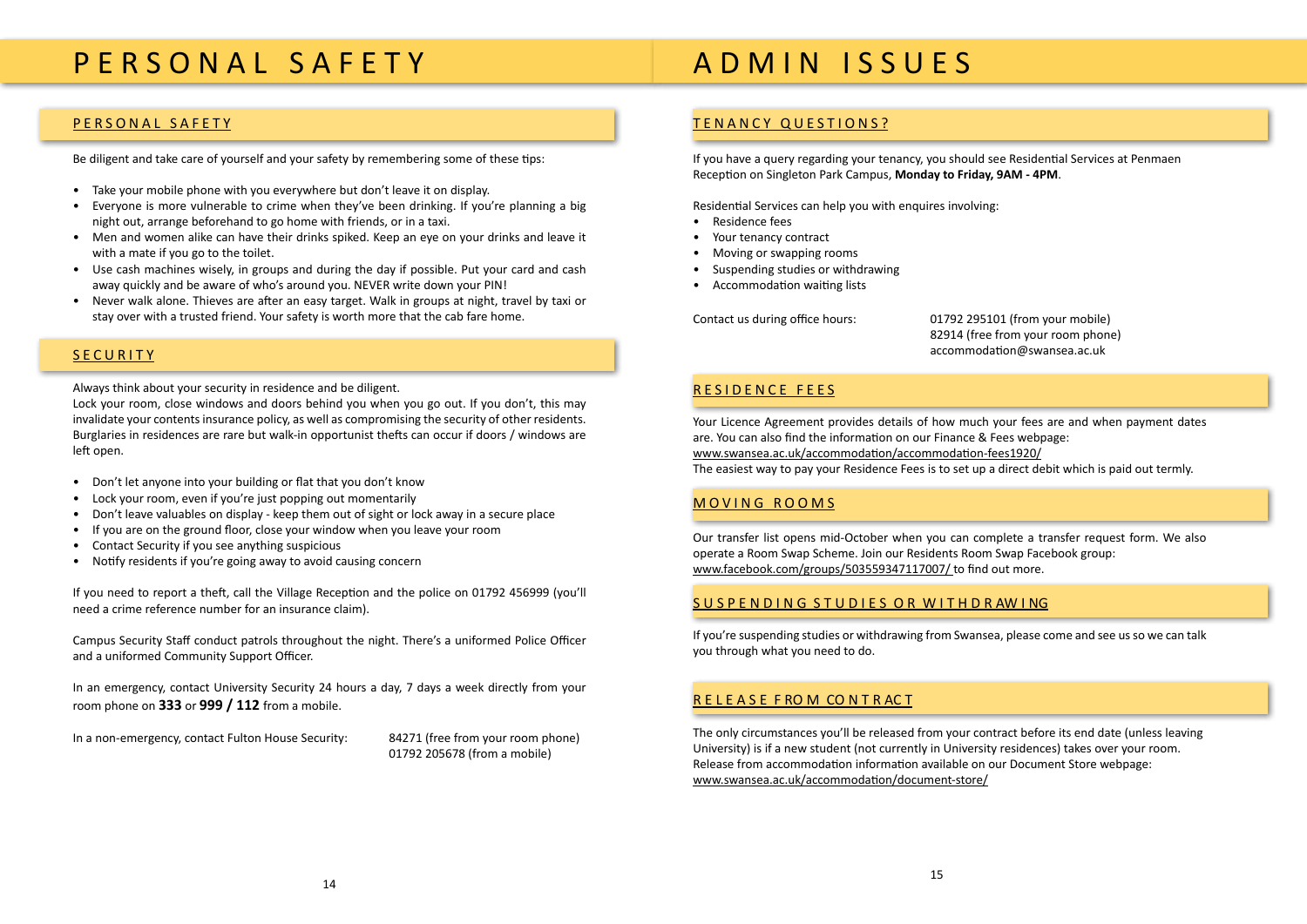# PERSONAL SAFETY

## PERSONAL SAFETY

Be diligent and take care of yourself and your safety by remembering some of these tips:

- Take your mobile phone with you everywhere but don't leave it on display.
- Everyone is more vulnerable to crime when they've been drinking. If you're planning a big night out, arrange beforehand to go home with friends, or in a taxi.
- Men and women alike can have their drinks spiked. Keep an eye on your drinks and leave it with a mate if you go to the toilet.
- Use cash machines wisely, in groups and during the day if possible. Put your card and cash away quickly and be aware of who's around you. NEVER write down your PIN!
- Never walk alone. Thieves are after an easy target. Walk in groups at night, travel by taxi or stay over with a trusted friend. Your safety is worth more that the cab fare home.

## SECURITY

Always think about your security in residence and be diligent.
Lock your room, close windows and doors behind you when you go out. If you don't, this may invalidate your contents insurance policy, as well as compromising the security of other residents. Burglaries in residences are rare but walk-in opportunist thefts can occur if doors / windows are left open.

- Don't let anyone into your building or flat that you don't know
- Lock your room, even if you're just popping out momentarily
- Don't leave valuables on display - keep them out of sight or lock away in a secure place
- If you are on the ground floor, close your window when you leave your room
- Contact Security if you see anything suspicious
- Notify residents if you're going away to avoid causing concern

If you need to report a theft, call the Village Reception and the police on 01792 456999 (you'll need a crime reference number for an insurance claim).

Campus Security Staff conduct patrols throughout the night. There's a uniformed Police Officer and a uniformed Community Support Officer.

In an emergency, contact University Security 24 hours a day, 7 days a week directly from your room phone on **333** or **999 / 112** from a mobile.

In a non-emergency, contact Fulton House Security: 84271 (free from your room phone)
01792 205678 (from a mobile)

# ADMIN ISSUES

## TENANCY QUESTIONS?

If you have a query regarding your tenancy, you should see Residential Services at Penmaen Reception on Singleton Park Campus, **Monday to Friday, 9AM - 4PM**.

Residential Services can help you with enquires involving:

- Residence fees
- Your tenancy contract
- Moving or swapping rooms
- Suspending studies or withdrawing
- Accommodation waiting lists

Contact us during office hours: 01792 295101 (from your mobile)
82914 (free from your room phone)
accommodation@swansea.ac.uk

## RESIDENCE FEES

Your Licence Agreement provides details of how much your fees are and when payment dates are. You can also find the information on our Finance & Fees webpage:
www.swansea.ac.uk/accommodation/accommodation-fees1920/
The easiest way to pay your Residence Fees is to set up a direct debit which is paid out termly.

## MOVING ROOMS

Our transfer list opens mid-October when you can complete a transfer request form. We also operate a Room Swap Scheme. Join our Residents Room Swap Facebook group:
www.facebook.com/groups/503559347117007/ to find out more.

## SUSPENDING STUDIES OR WITHDRAWING

If you're suspending studies or withdrawing from Swansea, please come and see us so we can talk you through what you need to do.

## RELEASE FROM CONTRACT

The only circumstances you'll be released from your contract before its end date (unless leaving University) is if a new student (not currently in University residences) takes over your room. Release from accommodation information available on our Document Store webpage:
www.swansea.ac.uk/accommodation/document-store/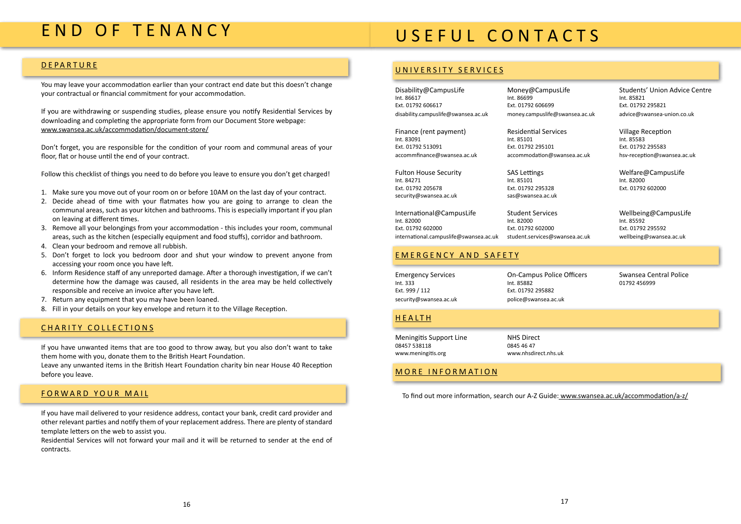# END OF TENANCY

## DEPARTURE

You may leave your accommodation earlier than your contract end date but this doesn't change your contractual or financial commitment for your accommodation.

If you are withdrawing or suspending studies, please ensure you notify Residential Services by downloading and completing the appropriate form from our Document Store webpage: www.swansea.ac.uk/accommodation/document-store/

Don't forget, you are responsible for the condition of your room and communal areas of your floor, flat or house until the end of your contract.

Follow this checklist of things you need to do before you leave to ensure you don't get charged!

1. Make sure you move out of your room on or before 10AM on the last day of your contract.
2. Decide ahead of time with your flatmates how you are going to arrange to clean the communal areas, such as your kitchen and bathrooms. This is especially important if you plan on leaving at different times.
3. Remove all your belongings from your accommodation - this includes your room, communal areas, such as the kitchen (especially equipment and food stuffs), corridor and bathroom.
4. Clean your bedroom and remove all rubbish.
5. Don't forget to lock you bedroom door and shut your window to prevent anyone from accessing your room once you have left.
6. Inform Residence staff of any unreported damage. After a thorough investigation, if we can't determine how the damage was caused, all residents in the area may be held collectively responsible and receive an invoice after you have left.
7. Return any equipment that you may have been loaned.
8. Fill in your details on your key envelope and return it to the Village Reception.

## CHARITY COLLECTIONS

If you have unwanted items that are too good to throw away, but you also don't want to take them home with you, donate them to the British Heart Foundation.
Leave any unwanted items in the British Heart Foundation charity bin near House 40 Reception before you leave.

## FORWARD YOUR MAIL

If you have mail delivered to your residence address, contact your bank, credit card provider and other relevant parties and notify them of your replacement address. There are plenty of standard template letters on the web to assist you.
Residential Services will not forward your mail and it will be returned to sender at the end of contracts.

# USEFUL CONTACTS

## UNIVERSITY SERVICES

Disability@CampusLife
Int. 86617
Ext. 01792 606617
disability.campuslife@swansea.ac.uk

Money@CampusLife
Int. 86699
Ext. 01792 606699
money.campuslife@swansea.ac.uk

Students' Union Advice Centre
Int. 85821
Ext. 01792 295821
advice@swansea-union.co.uk

Finance (rent payment)
Int. 83091
Ext. 01792 513091
accommfinance@swansea.ac.uk

Residential Services
Int. 85101
Ext. 01792 295101
accommodation@swansea.ac.uk

Village Reception
Int. 85583
Ext. 01792 295583
hsv-reception@swansea.ac.uk

Fulton House Security
Int. 84271
Ext. 01792 205678
security@swansea.ac.uk

SAS Lettings
Int. 85101
Ext. 01792 295328
sas@swansea.ac.uk

Welfare@CampusLife
Int. 82000
Ext. 01792 602000

International@CampusLife
Int. 82000
Ext. 01792 602000
international.campuslife@swansea.ac.uk

Student Services
Int. 82000
Ext. 01792 602000
student.services@swansea.ac.uk

Wellbeing@CampusLife
Int. 85592
Ext. 01792 295592
wellbeing@swansea.ac.uk

## EMERGENCY AND SAFETY

Emergency Services
Int. 333
Ext. 999 / 112
security@swansea.ac.uk

On-Campus Police Officers
Int. 85882
Ext. 01792 295882
police@swansea.ac.uk

Swansea Central Police
01792 456999

## HEALTH

Meningitis Support Line
08457 538118
www.meningitis.org

NHS Direct
0845 46 47
www.nhsdirect.nhs.uk

## MORE INFORMATION

To find out more information, search our A-Z Guide: www.swansea.ac.uk/accommodation/a-z/